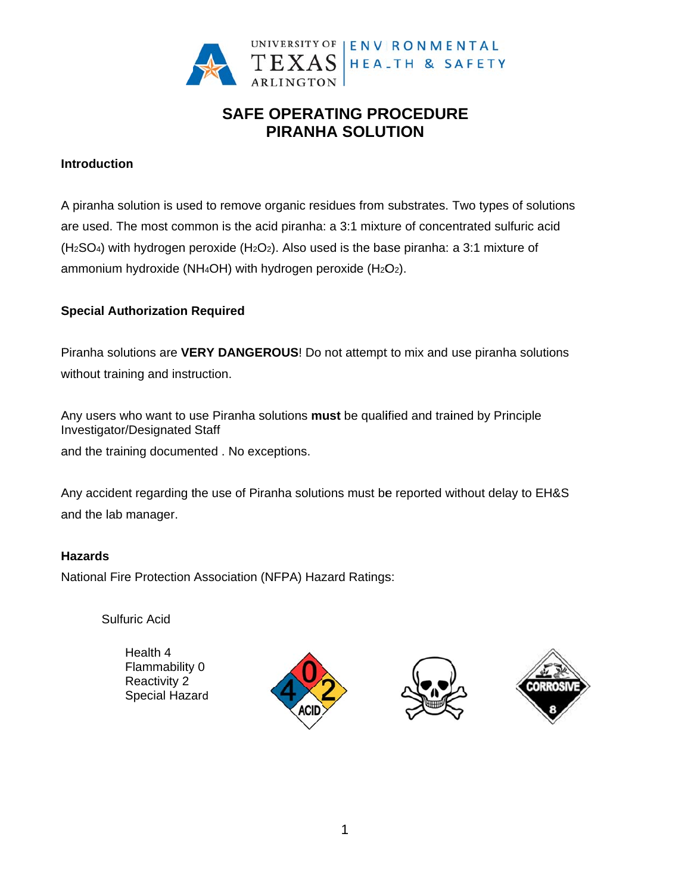# SAFE OPERATING PROCEDURE
# PIRANHA SOLUTION

### Introduction

A piranha solution is used to remove organic residues from substrates. Two types of solutions are used. The most common is the acid piranha: a 3:1 mixture of concentrated sulfuric acid ($H_2SO_4$) with hydrogen peroxide ($H_2O_2$). Also used is the base piranha: a 3:1 mixture of ammonium hydroxide ($NH_4OH$) with hydrogen peroxide ($H_2O_2$).

### Special Authorization Required

Piranha solutions are **VERY DANGEROUS**! Do not attempt to mix and use piranha solutions without training and instruction.

Any users who want to use Piranha solutions **must** be qualified and trained by Principle Investigator/Designated Staff and the training documented . No exceptions.

Any accident regarding the use of Piranha solutions must be reported without delay to EH&S and the lab manager.

### Hazards

National Fire Protection Association (NFPA) Hazard Ratings:

Sulfuric Acid

Health 4
Flammability 0
Reactivity 2
Special Hazard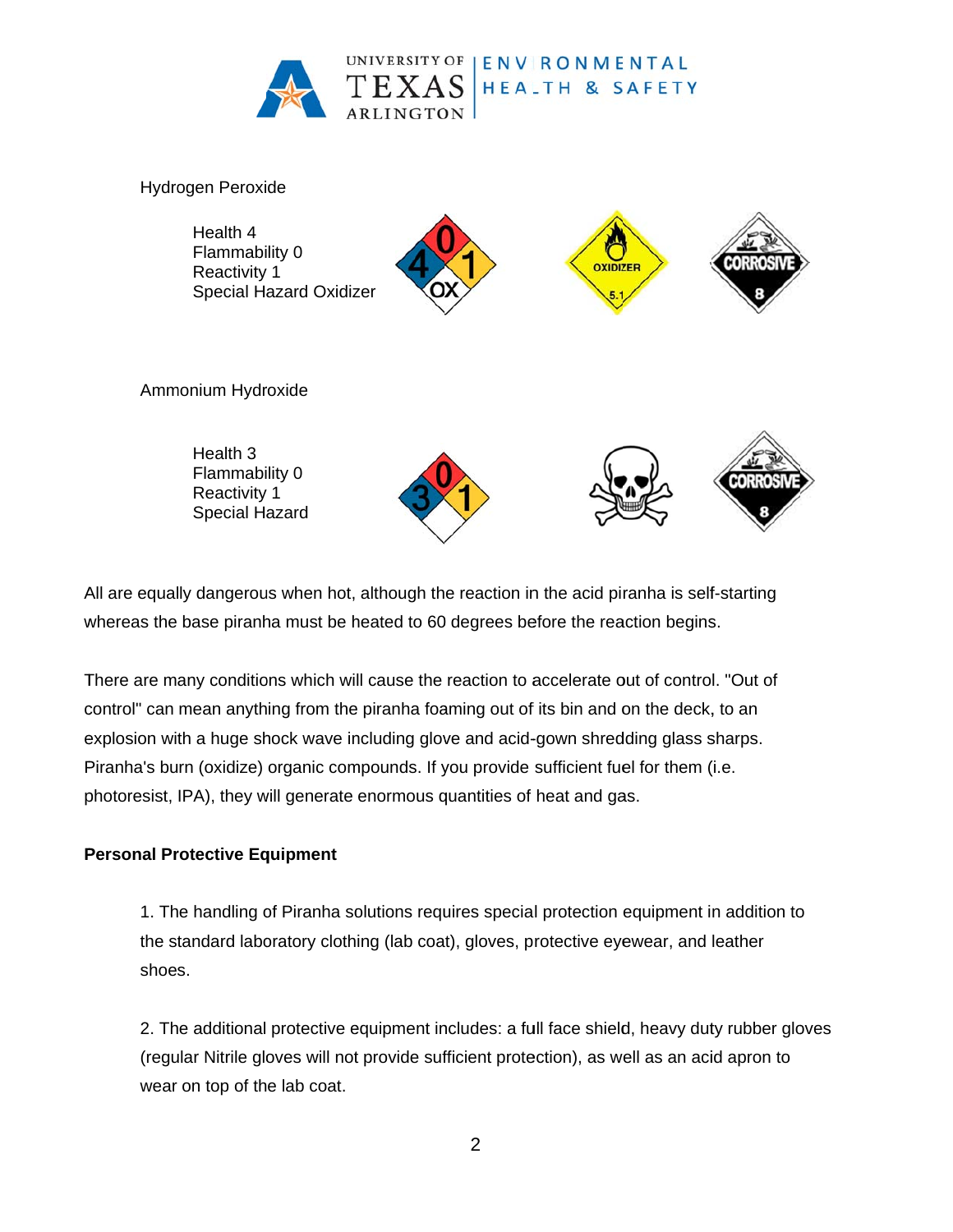Hydrogen Peroxide

Health 4
Flammability 0
Reactivity 1
Special Hazard Oxidizer

Ammonium Hydroxide

Health 3
Flammability 0
Reactivity 1
Special Hazard

All are equally dangerous when hot, although the reaction in the acid piranha is self-starting whereas the base piranha must be heated to 60 degrees before the reaction begins.

There are many conditions which will cause the reaction to accelerate out of control. "Out of control" can mean anything from the piranha foaming out of its bin and on the deck, to an explosion with a huge shock wave including glove and acid-gown shredding glass sharps. Piranha's burn (oxidize) organic compounds. If you provide sufficient fuel for them (i.e. photoresist, IPA), they will generate enormous quantities of heat and gas.

**Personal Protective Equipment**

1. The handling of Piranha solutions requires special protection equipment in addition to the standard laboratory clothing (lab coat), gloves, protective eyewear, and leather shoes.

2. The additional protective equipment includes: a full face shield, heavy duty rubber gloves (regular Nitrile gloves will not provide sufficient protection), as well as an acid apron to wear on top of the lab coat.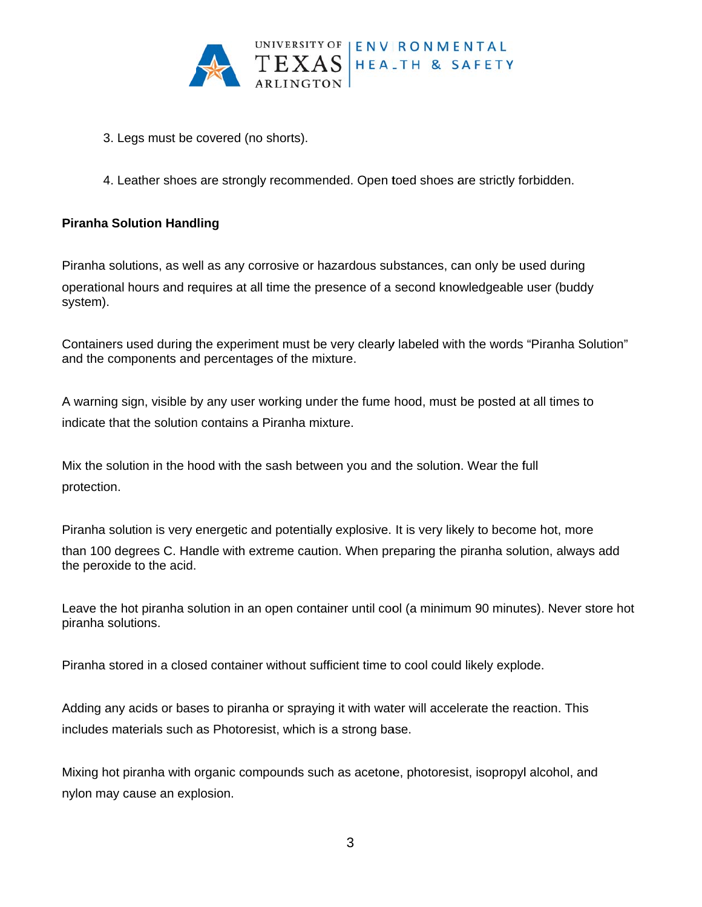3. Legs must be covered (no shorts).

4. Leather shoes are strongly recommended. Open toed shoes are strictly forbidden.

**Piranha Solution Handling**

Piranha solutions, as well as any corrosive or hazardous substances, can only be used during operational hours and requires at all time the presence of a second knowledgeable user (buddy system).

Containers used during the experiment must be very clearly labeled with the words "Piranha Solution" and the components and percentages of the mixture.

A warning sign, visible by any user working under the fume hood, must be posted at all times to indicate that the solution contains a Piranha mixture.

Mix the solution in the hood with the sash between you and the solution. Wear the full protection.

Piranha solution is very energetic and potentially explosive. It is very likely to become hot, more than 100 degrees C. Handle with extreme caution. When preparing the piranha solution, always add the peroxide to the acid.

Leave the hot piranha solution in an open container until cool (a minimum 90 minutes). Never store hot piranha solutions.

Piranha stored in a closed container without sufficient time to cool could likely explode.

Adding any acids or bases to piranha or spraying it with water will accelerate the reaction. This includes materials such as Photoresist, which is a strong base.

Mixing hot piranha with organic compounds such as acetone, photoresist, isopropyl alcohol, and nylon may cause an explosion.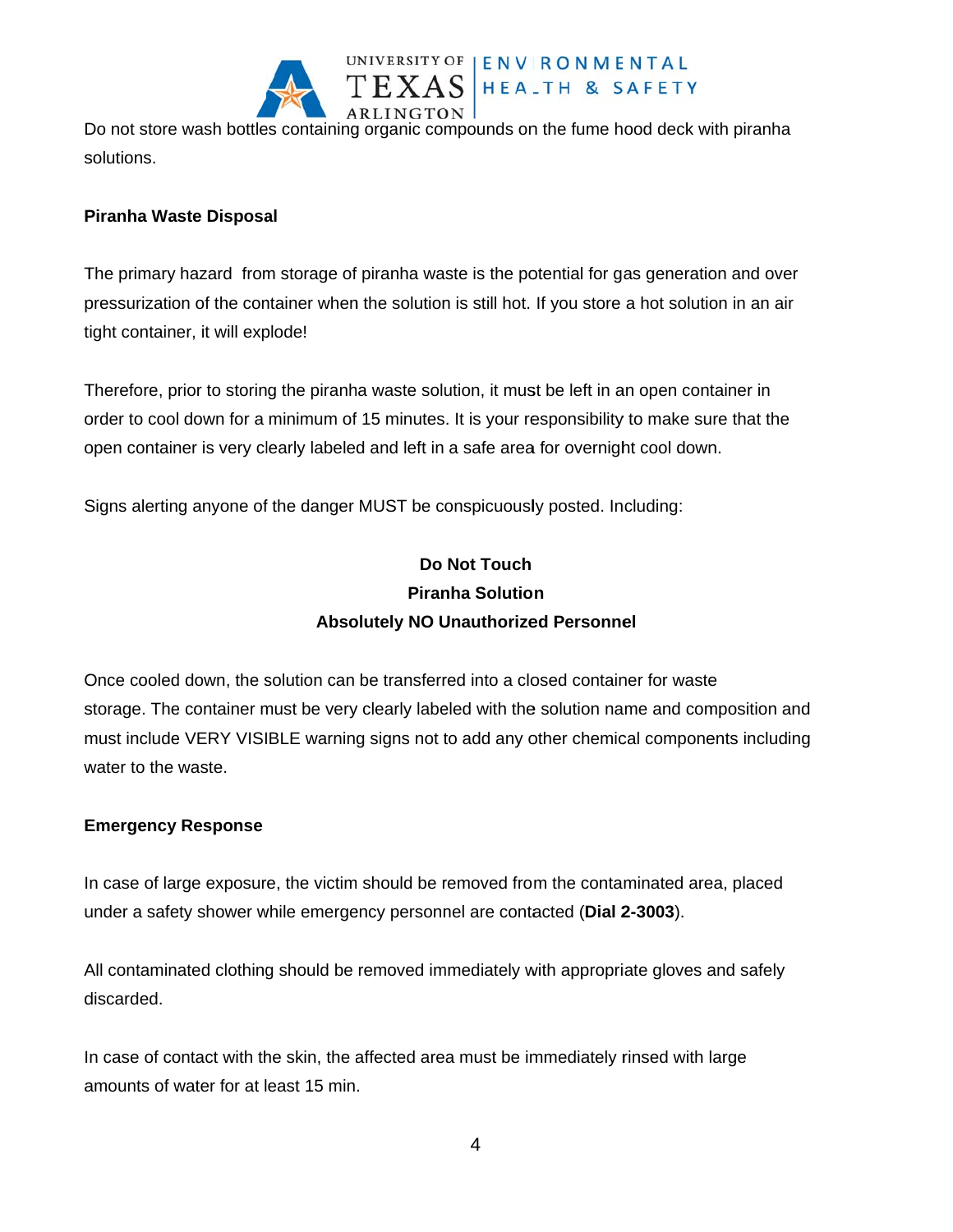Do not store wash bottles containing organic compounds on the fume hood deck with piranha solutions.

**Piranha Waste Disposal**

The primary hazard from storage of piranha waste is the potential for gas generation and over pressurization of the container when the solution is still hot. If you store a hot solution in an air tight container, it will explode!

Therefore, prior to storing the piranha waste solution, it must be left in an open container in order to cool down for a minimum of 15 minutes. It is your responsibility to make sure that the open container is very clearly labeled and left in a safe area for overnight cool down.

Signs alerting anyone of the danger MUST be conspicuously posted. Including:

**Do Not Touch**
**Piranha Solution**
**Absolutely NO Unauthorized Personnel**

Once cooled down, the solution can be transferred into a closed container for waste storage. The container must be very clearly labeled with the solution name and composition and must include VERY VISIBLE warning signs not to add any other chemical components including water to the waste.

**Emergency Response**

In case of large exposure, the victim should be removed from the contaminated area, placed under a safety shower while emergency personnel are contacted (**Dial 2-3003**).

All contaminated clothing should be removed immediately with appropriate gloves and safely discarded.

In case of contact with the skin, the affected area must be immediately rinsed with large amounts of water for at least 15 min.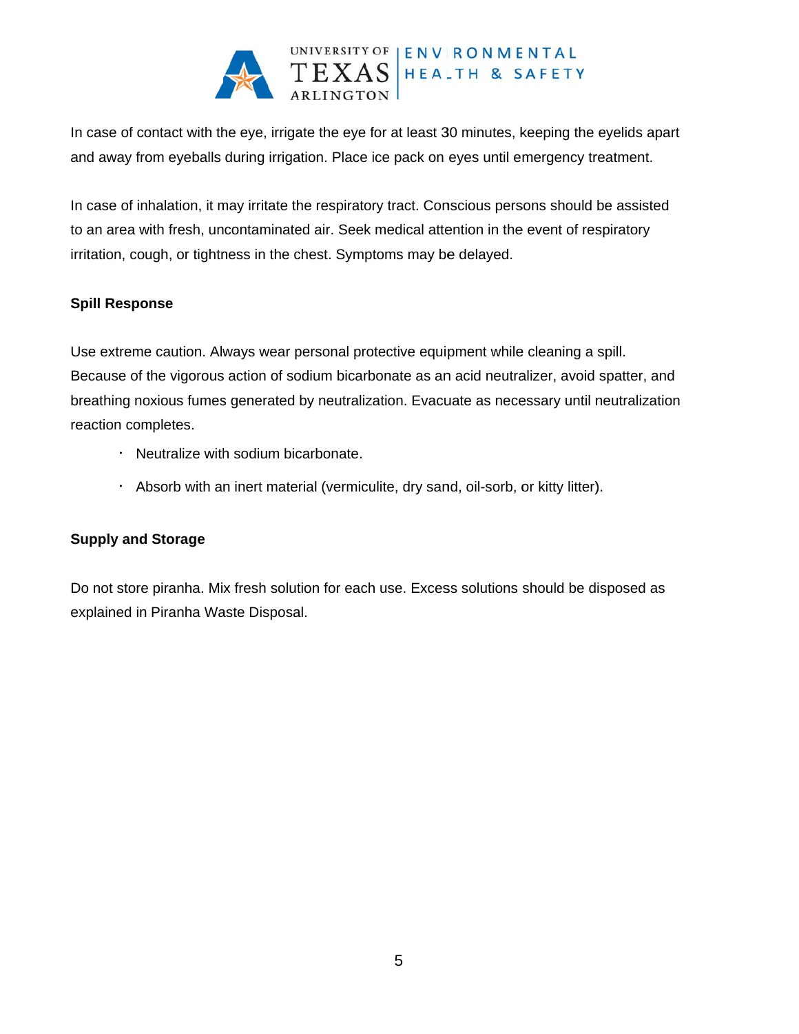In case of contact with the eye, irrigate the eye for at least 30 minutes, keeping the eyelids apart and away from eyeballs during irrigation. Place ice pack on eyes until emergency treatment.

In case of inhalation, it may irritate the respiratory tract. Conscious persons should be assisted to an area with fresh, uncontaminated air. Seek medical attention in the event of respiratory irritation, cough, or tightness in the chest. Symptoms may be delayed.

**Spill Response**

Use extreme caution. Always wear personal protective equipment while cleaning a spill. Because of the vigorous action of sodium bicarbonate as an acid neutralizer, avoid spatter, and breathing noxious fumes generated by neutralization. Evacuate as necessary until neutralization reaction completes.

- Neutralize with sodium bicarbonate.
- Absorb with an inert material (vermiculite, dry sand, oil-sorb, or kitty litter).

**Supply and Storage**

Do not store piranha. Mix fresh solution for each use. Excess solutions should be disposed as explained in Piranha Waste Disposal.